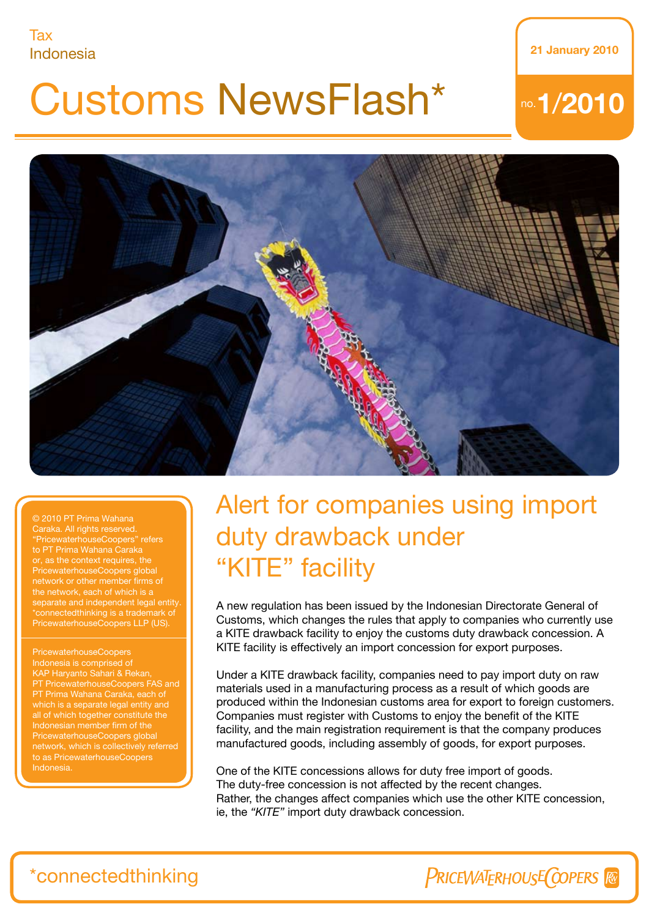Tax
Indonesia

# Customs NewsFlash*

21 January 2010

no.1/2010

© 2010 PT Prima Wahana Caraka. All rights reserved. "PricewaterhouseCoopers" refers to PT Prima Wahana Caraka or, as the context requires, the PricewaterhouseCoopers global network or other member firms of the network, each of which is a separate and independent legal entity. *connectedthinking is a trademark of PricewaterhouseCoopers LLP (US).

PricewaterhouseCoopers Indonesia is comprised of KAP Haryanto Sahari & Rekan, PT PricewaterhouseCoopers FAS and PT Prima Wahana Caraka, each of which is a separate legal entity and all of which together constitute the Indonesian member firm of the PricewaterhouseCoopers global network, which is collectively referred to as PricewaterhouseCoopers Indonesia.

## Alert for companies using import duty drawback under "KITE" facility

A new regulation has been issued by the Indonesian Directorate General of Customs, which changes the rules that apply to companies who currently use a KITE drawback facility to enjoy the customs duty drawback concession. A KITE facility is effectively an import concession for export purposes.

Under a KITE drawback facility, companies need to pay import duty on raw materials used in a manufacturing process as a result of which goods are produced within the Indonesian customs area for export to foreign customers. Companies must register with Customs to enjoy the benefit of the KITE facility, and the main registration requirement is that the company produces manufactured goods, including assembly of goods, for export purposes.

One of the KITE concessions allows for duty free import of goods. The duty-free concession is not affected by the recent changes. Rather, the changes affect companies which use the other KITE concession, ie, the *"KITE"* import duty drawback concession.

*connectedthinking

PricewaterhouseCoopers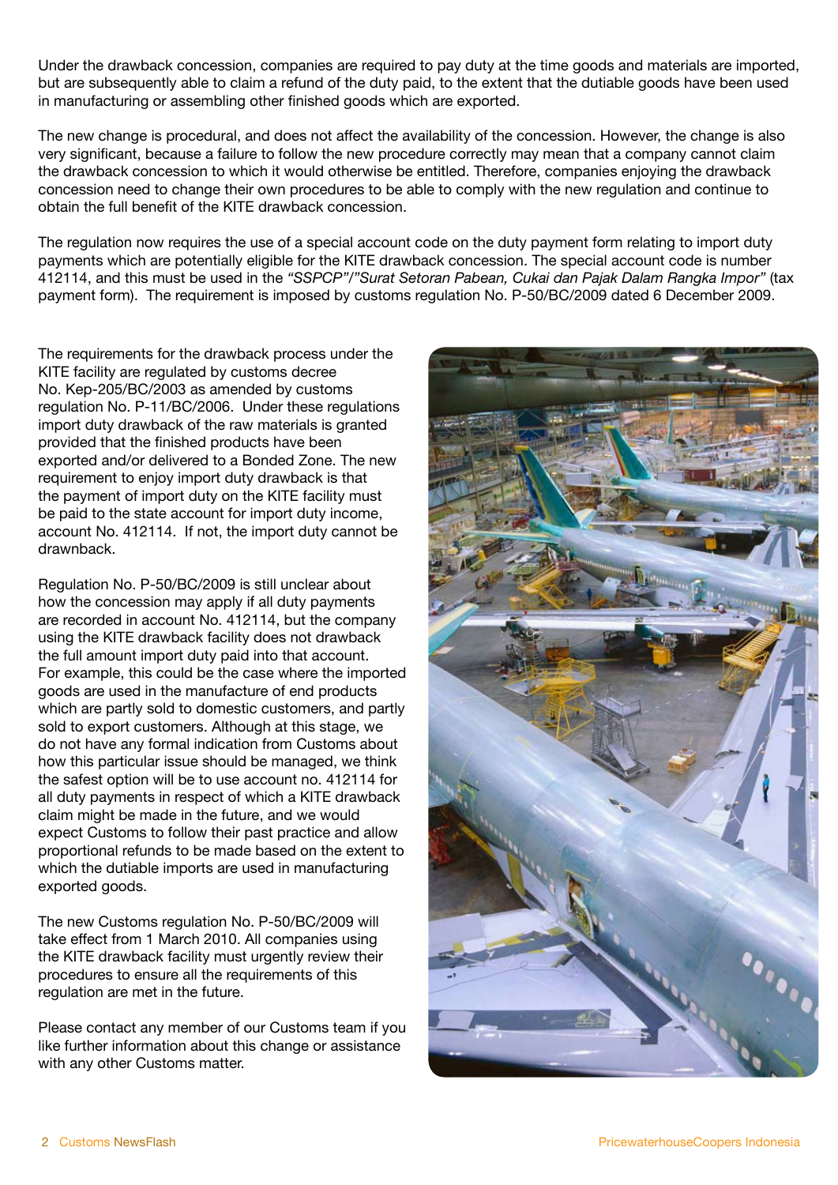Under the drawback concession, companies are required to pay duty at the time goods and materials are imported, but are subsequently able to claim a refund of the duty paid, to the extent that the dutiable goods have been used in manufacturing or assembling other finished goods which are exported.

The new change is procedural, and does not affect the availability of the concession. However, the change is also very significant, because a failure to follow the new procedure correctly may mean that a company cannot claim the drawback concession to which it would otherwise be entitled. Therefore, companies enjoying the drawback concession need to change their own procedures to be able to comply with the new regulation and continue to obtain the full benefit of the KITE drawback concession.

The regulation now requires the use of a special account code on the duty payment form relating to import duty payments which are potentially eligible for the KITE drawback concession. The special account code is number 412114, and this must be used in the *"SSPCP"/"Surat Setoran Pabean, Cukai dan Pajak Dalam Rangka Impor"* (tax payment form). The requirement is imposed by customs regulation No. P-50/BC/2009 dated 6 December 2009.

The requirements for the drawback process under the KITE facility are regulated by customs decree No. Kep-205/BC/2003 as amended by customs regulation No. P-11/BC/2006. Under these regulations import duty drawback of the raw materials is granted provided that the finished products have been exported and/or delivered to a Bonded Zone. The new requirement to enjoy import duty drawback is that the payment of import duty on the KITE facility must be paid to the state account for import duty income, account No. 412114. If not, the import duty cannot be drawnback.

Regulation No. P-50/BC/2009 is still unclear about how the concession may apply if all duty payments are recorded in account No. 412114, but the company using the KITE drawback facility does not drawback the full amount import duty paid into that account. For example, this could be the case where the imported goods are used in the manufacture of end products which are partly sold to domestic customers, and partly sold to export customers. Although at this stage, we do not have any formal indication from Customs about how this particular issue should be managed, we think the safest option will be to use account no. 412114 for all duty payments in respect of which a KITE drawback claim might be made in the future, and we would expect Customs to follow their past practice and allow proportional refunds to be made based on the extent to which the dutiable imports are used in manufacturing exported goods.

The new Customs regulation No. P-50/BC/2009 will take effect from 1 March 2010. All companies using the KITE drawback facility must urgently review their procedures to ensure all the requirements of this regulation are met in the future.

Please contact any member of our Customs team if you like further information about this change or assistance with any other Customs matter.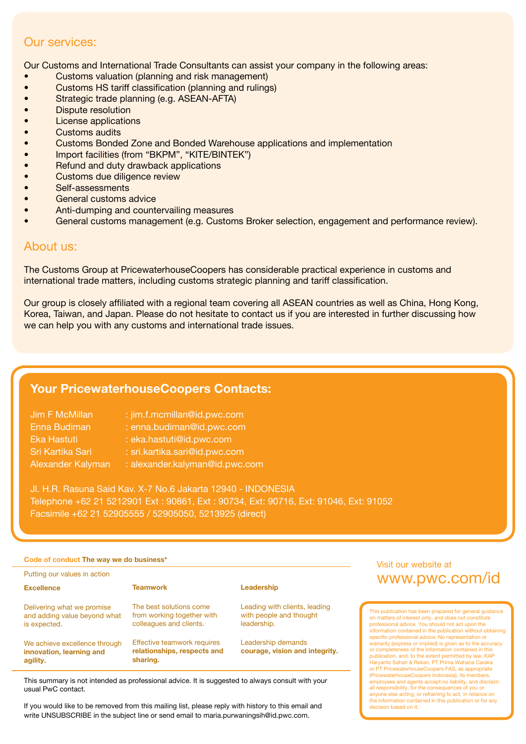## Our services:

Our Customs and International Trade Consultants can assist your company in the following areas:

- Customs valuation (planning and risk management)
- Customs HS tariff classification (planning and rulings)
- Strategic trade planning (e.g. ASEAN-AFTA)
- Dispute resolution
- License applications
- Customs audits
- Customs Bonded Zone and Bonded Warehouse applications and implementation
- Import facilities (from "BKPM", "KITE/BINTEK")
- Refund and duty drawback applications
- Customs due diligence review
- Self-assessments
- General customs advice
- Anti-dumping and countervailing measures
- General customs management (e.g. Customs Broker selection, engagement and performance review).

## About us:

The Customs Group at PricewaterhouseCoopers has considerable practical experience in customs and international trade matters, including customs strategic planning and tariff classification.

Our group is closely affiliated with a regional team covering all ASEAN countries as well as China, Hong Kong, Korea, Taiwan, and Japan. Please do not hesitate to contact us if you are interested in further discussing how we can help you with any customs and international trade issues.

## Your PricewaterhouseCoopers Contacts:

Jim F McMillan : jim.f.mcmillan@id.pwc.com
Enna Budiman : enna.budiman@id.pwc.com
Eka Hastuti : eka.hastuti@id.pwc.com
Sri Kartika Sari : sri.kartika.sari@id.pwc.com
Alexander Kalyman : alexander.kalyman@id.pwc.com

Jl. H.R. Rasuna Said Kav. X-7 No.6 Jakarta 12940 - INDONESIA
Telephone +62 21 5212901 Ext : 90861, Ext : 90734, Ext: 90716, Ext: 91046, Ext: 91052
Facsimile +62 21 52905555 / 52905050, 5213925 (direct)

**Code of conduct The way we do business***

Putting our values in action

| Excellence | Teamwork | Leadership |
|---|---|---|
| Delivering what we promise and adding value beyond what is expected. | The best solutions come from working together with colleagues and clients. | Leading with clients, leading with people and thought leadership. |
| We achieve excellence through **innovation, learning and agility.** | Effective teamwork requires **relationships, respects and sharing.** | Leadership demands **courage, vision and integrity.** |

This summary is not intended as professional advice. It is suggested to always consult with your usual PwC contact.

If you would like to be removed from this mailing list, please reply with history to this email and write UNSUBSCRIBE in the subject line or send email to maria.purwaningsih@id.pwc.com.

Visit our website at
www.pwc.com/id

This publication has been prepared for general guidance on matters of interest only, and does not constitute professional advice. You should not act upon the information contained in the publication without obtaining specific professional advice. No representation or warranty (express or implied) is given as to the accuracy or completeness of the information contained in this publication, and, to the extent permitted by law, KAP Haryanto Sahari & Rekan, PT Prima Wahana Caraka or PT PricewaterhouseCoopers FAS, as appropriate (PricewaterhouseCoopers Indonesia), its members, employees and agents accept no liability, and disclaim all responsibility, for the consequences of you or anyone else acting, or refraining to act, in reliance on the information contained in this publication or for any decision based on it.